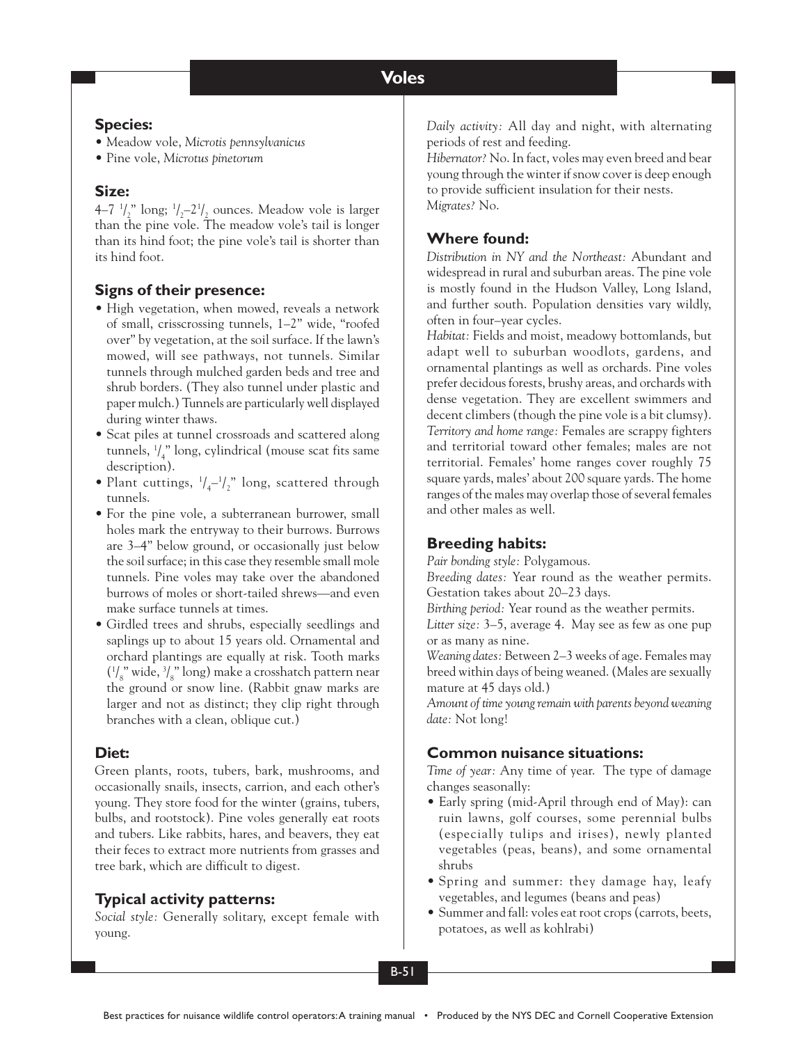# Voles

## Species:

- Meadow vole, *Microtis pennsylvanicus*
- Pine vole, *Microtus pinetorum*

## Size:

4–7 1/2" long; 1/2–2 1/2 ounces. Meadow vole is larger than the pine vole. The meadow vole's tail is longer than its hind foot; the pine vole's tail is shorter than its hind foot.

## Signs of their presence:

- High vegetation, when mowed, reveals a network of small, crisscrossing tunnels, 1–2" wide, "roofed over" by vegetation, at the soil surface. If the lawn's mowed, will see pathways, not tunnels. Similar tunnels through mulched garden beds and tree and shrub borders. (They also tunnel under plastic and paper mulch.) Tunnels are particularly well displayed during winter thaws.
- Scat piles at tunnel crossroads and scattered along tunnels, 1/4" long, cylindrical (mouse scat fits same description).
- Plant cuttings, 1/4–1/2" long, scattered through tunnels.
- For the pine vole, a subterranean burrower, small holes mark the entryway to their burrows. Burrows are 3–4" below ground, or occasionally just below the soil surface; in this case they resemble small mole tunnels. Pine voles may take over the abandoned burrows of moles or short-tailed shrews—and even make surface tunnels at times.
- Girdled trees and shrubs, especially seedlings and saplings up to about 15 years old. Ornamental and orchard plantings are equally at risk. Tooth marks (1/8" wide, 3/8" long) make a crosshatch pattern near the ground or snow line. (Rabbit gnaw marks are larger and not as distinct; they clip right through branches with a clean, oblique cut.)

## Diet:

Green plants, roots, tubers, bark, mushrooms, and occasionally snails, insects, carrion, and each other's young. They store food for the winter (grains, tubers, bulbs, and rootstock). Pine voles generally eat roots and tubers. Like rabbits, hares, and beavers, they eat their feces to extract more nutrients from grasses and tree bark, which are difficult to digest.

## Typical activity patterns:

*Social style:* Generally solitary, except female with young.

*Daily activity:* All day and night, with alternating periods of rest and feeding.

*Hibernator?* No. In fact, voles may even breed and bear young through the winter if snow cover is deep enough to provide sufficient insulation for their nests.

*Migrates?* No.

## Where found:

*Distribution in NY and the Northeast:* Abundant and widespread in rural and suburban areas. The pine vole is mostly found in the Hudson Valley, Long Island, and further south. Population densities vary wildly, often in four–year cycles.

*Habitat:* Fields and moist, meadowy bottomlands, but adapt well to suburban woodlots, gardens, and ornamental plantings as well as orchards. Pine voles prefer decidous forests, brushy areas, and orchards with dense vegetation. They are excellent swimmers and decent climbers (though the pine vole is a bit clumsy).

*Territory and home range:* Females are scrappy fighters and territorial toward other females; males are not territorial. Females' home ranges cover roughly 75 square yards, males' about 200 square yards. The home ranges of the males may overlap those of several females and other males as well.

## Breeding habits:

*Pair bonding style:* Polygamous.

*Breeding dates:* Year round as the weather permits. Gestation takes about 20–23 days.

*Birthing period:* Year round as the weather permits.

*Litter size:* 3–5, average 4. May see as few as one pup or as many as nine.

*Weaning dates:* Between 2–3 weeks of age. Females may breed within days of being weaned. (Males are sexually mature at 45 days old.)

*Amount of time young remain with parents beyond weaning date:* Not long!

## Common nuisance situations:

*Time of year:* Any time of year. The type of damage changes seasonally:

- Early spring (mid-April through end of May): can ruin lawns, golf courses, some perennial bulbs (especially tulips and irises), newly planted vegetables (peas, beans), and some ornamental shrubs
- Spring and summer: they damage hay, leafy vegetables, and legumes (beans and peas)
- Summer and fall: voles eat root crops (carrots, beets, potatoes, as well as kohlrabi)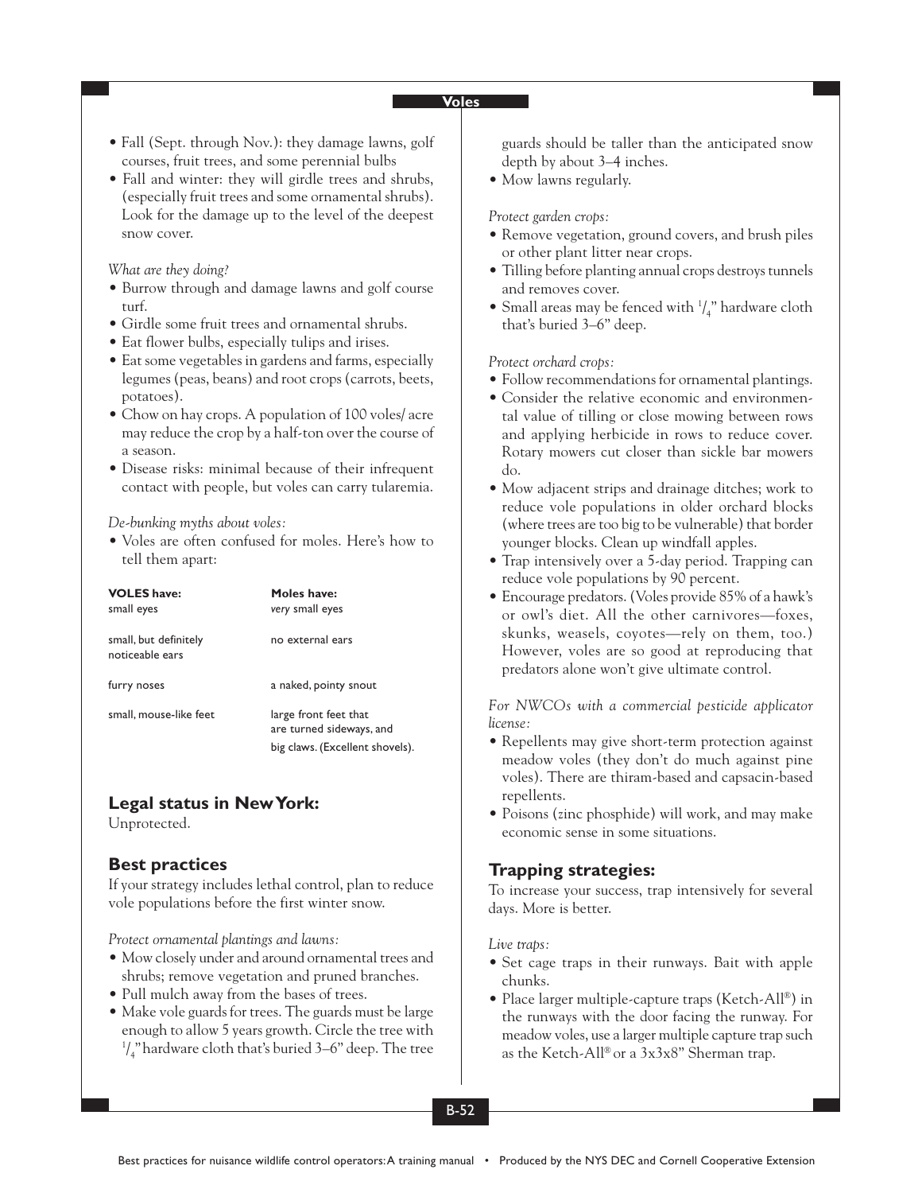- Fall (Sept. through Nov.): they damage lawns, golf courses, fruit trees, and some perennial bulbs
- Fall and winter: they will girdle trees and shrubs, (especially fruit trees and some ornamental shrubs). Look for the damage up to the level of the deepest snow cover.

*What are they doing?*

- Burrow through and damage lawns and golf course turf.
- Girdle some fruit trees and ornamental shrubs.
- Eat flower bulbs, especially tulips and irises.
- Eat some vegetables in gardens and farms, especially legumes (peas, beans) and root crops (carrots, beets, potatoes).
- Chow on hay crops. A population of 100 voles/ acre may reduce the crop by a half-ton over the course of a season.
- Disease risks: minimal because of their infrequent contact with people, but voles can carry tularemia.

*De-bunking myths about voles:*

- Voles are often confused for moles. Here's how to tell them apart:

| **VOLES have:** | **Moles have:** |
|---|---|
| small eyes | *very* small eyes |
| small, but definitely noticeable ears | no external ears |
| furry noses | a naked, pointy snout |
| small, mouse-like feet | large front feet that are turned sideways, and big claws. (Excellent shovels). |

## Legal status in New York:

Unprotected.

## Best practices

If your strategy includes lethal control, plan to reduce vole populations before the first winter snow.

*Protect ornamental plantings and lawns:*

- Mow closely under and around ornamental trees and shrubs; remove vegetation and pruned branches.
- Pull mulch away from the bases of trees.
- Make vole guards for trees. The guards must be large enough to allow 5 years growth. Circle the tree with 1/4" hardware cloth that's buried 3–6" deep. The tree guards should be taller than the anticipated snow depth by about 3–4 inches.
- Mow lawns regularly.

*Protect garden crops:*

- Remove vegetation, ground covers, and brush piles or other plant litter near crops.
- Tilling before planting annual crops destroys tunnels and removes cover.
- Small areas may be fenced with 1/4" hardware cloth that's buried 3–6" deep.

*Protect orchard crops:*

- Follow recommendations for ornamental plantings.
- Consider the relative economic and environmental value of tilling or close mowing between rows and applying herbicide in rows to reduce cover. Rotary mowers cut closer than sickle bar mowers do.
- Mow adjacent strips and drainage ditches; work to reduce vole populations in older orchard blocks (where trees are too big to be vulnerable) that border younger blocks. Clean up windfall apples.
- Trap intensively over a 5-day period. Trapping can reduce vole populations by 90 percent.
- Encourage predators. (Voles provide 85% of a hawk's or owl's diet. All the other carnivores—foxes, skunks, weasels, coyotes—rely on them, too.) However, voles are so good at reproducing that predators alone won't give ultimate control.

*For NWCOs with a commercial pesticide applicator license:*

- Repellents may give short-term protection against meadow voles (they don't do much against pine voles). There are thiram-based and capsacin-based repellents.
- Poisons (zinc phosphide) will work, and may make economic sense in some situations.

## Trapping strategies:

To increase your success, trap intensively for several days. More is better.

*Live traps:*

- Set cage traps in their runways. Bait with apple chunks.
- Place larger multiple-capture traps (Ketch-All®) in the runways with the door facing the runway. For meadow voles, use a larger multiple capture trap such as the Ketch-All® or a 3x3x8" Sherman trap.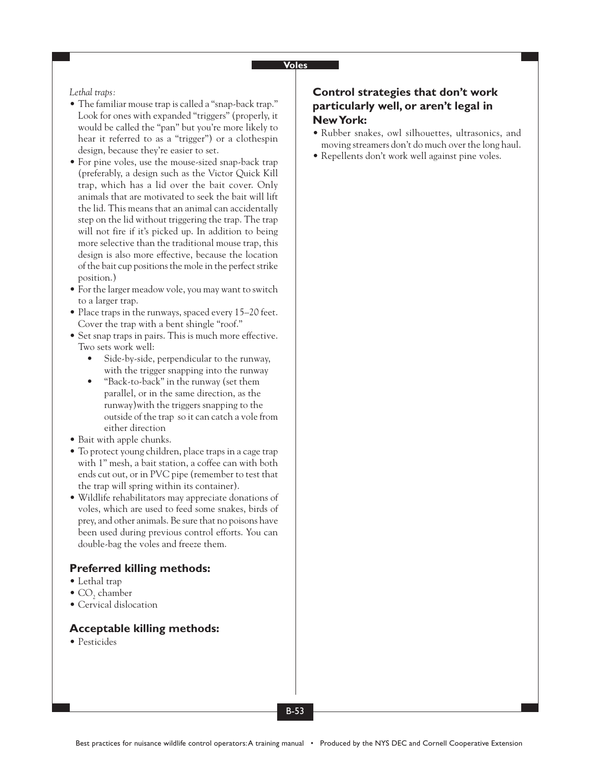*Lethal traps:*

- The familiar mouse trap is called a "snap-back trap." Look for ones with expanded "triggers" (properly, it would be called the "pan" but you're more likely to hear it referred to as a "trigger") or a clothespin design, because they're easier to set.
- For pine voles, use the mouse-sized snap-back trap (preferably, a design such as the Victor Quick Kill trap, which has a lid over the bait cover. Only animals that are motivated to seek the bait will lift the lid. This means that an animal can accidentally step on the lid without triggering the trap. The trap will not fire if it's picked up. In addition to being more selective than the traditional mouse trap, this design is also more effective, because the location of the bait cup positions the mole in the perfect strike position.)
- For the larger meadow vole, you may want to switch to a larger trap.
- Place traps in the runways, spaced every 15–20 feet. Cover the trap with a bent shingle "roof."
- Set snap traps in pairs. This is much more effective. Two sets work well:
    - Side-by-side, perpendicular to the runway, with the trigger snapping into the runway
    - "Back-to-back" in the runway (set them parallel, or in the same direction, as the runway)with the triggers snapping to the outside of the trap so it can catch a vole from either direction
- Bait with apple chunks.
- To protect young children, place traps in a cage trap with 1" mesh, a bait station, a coffee can with both ends cut out, or in PVC pipe (remember to test that the trap will spring within its container).
- Wildlife rehabilitators may appreciate donations of voles, which are used to feed some snakes, birds of prey, and other animals. Be sure that no poisons have been used during previous control efforts. You can double-bag the voles and freeze them.

### Preferred killing methods:

- Lethal trap
- $CO_2$ chamber
- Cervical dislocation

### Acceptable killing methods:

- Pesticides

### Control strategies that don't work particularly well, or aren't legal in New York:

- Rubber snakes, owl silhouettes, ultrasonics, and moving streamers don't do much over the long haul.
- Repellents don't work well against pine voles.